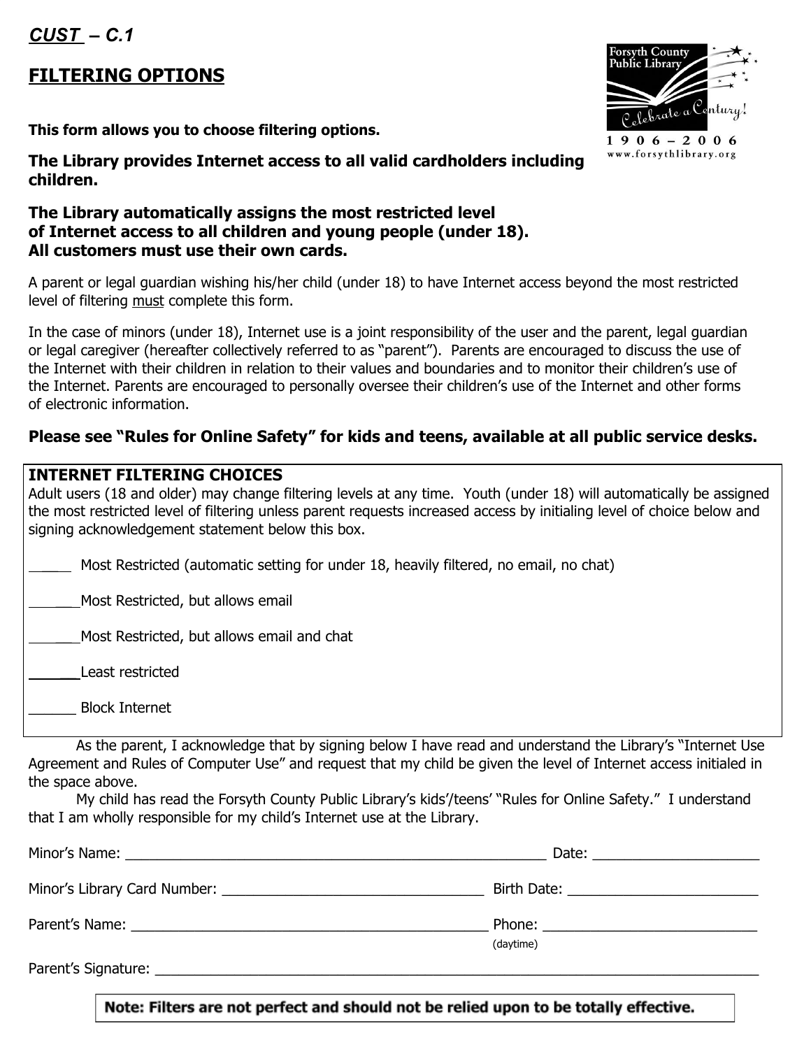***CUST* – C.1**

## FILTERING OPTIONS

Forsyth County Public Library
Celebrate a Century!
1906 – 2006
www.forsythlibrary.org

**This form allows you to choose filtering options.**

**The Library provides Internet access to all valid cardholders including children.**

**The Library automatically assigns the most restricted level of Internet access to all children and young people (under 18). All customers must use their own cards.**

A parent or legal guardian wishing his/her child (under 18) to have Internet access beyond the most restricted level of filtering must complete this form.

In the case of minors (under 18), Internet use is a joint responsibility of the user and the parent, legal guardian or legal caregiver (hereafter collectively referred to as "parent"). Parents are encouraged to discuss the use of the Internet with their children in relation to their values and boundaries and to monitor their children's use of the Internet. Parents are encouraged to personally oversee their children's use of the Internet and other forms of electronic information.

**Please see "Rules for Online Safety" for kids and teens, available at all public service desks.**

**INTERNET FILTERING CHOICES**

Adult users (18 and older) may change filtering levels at any time. Youth (under 18) will automatically be assigned the most restricted level of filtering unless parent requests increased access by initialing level of choice below and signing acknowledgement statement below this box.

_____ Most Restricted (automatic setting for under 18, heavily filtered, no email, no chat)

_______Most Restricted, but allows email

_______Most Restricted, but allows email and chat

______Least restricted

______ Block Internet

As the parent, I acknowledge that by signing below I have read and understand the Library's "Internet Use Agreement and Rules of Computer Use" and request that my child be given the level of Internet access initialed in the space above.

My child has read the Forsyth County Public Library's kids'/teens' "Rules for Online Safety." I understand that I am wholly responsible for my child's Internet use at the Library.

Minor's Name: _______________________________________________________ Date: _____________________

Minor's Library Card Number: _________________________________ Birth Date: ________________________

Parent's Name: ______________________________________________ Phone: ___________________________
(daytime)

Parent's Signature: ___________________________________________________________________________

**Note: Filters are not perfect and should not be relied upon to be totally effective.**